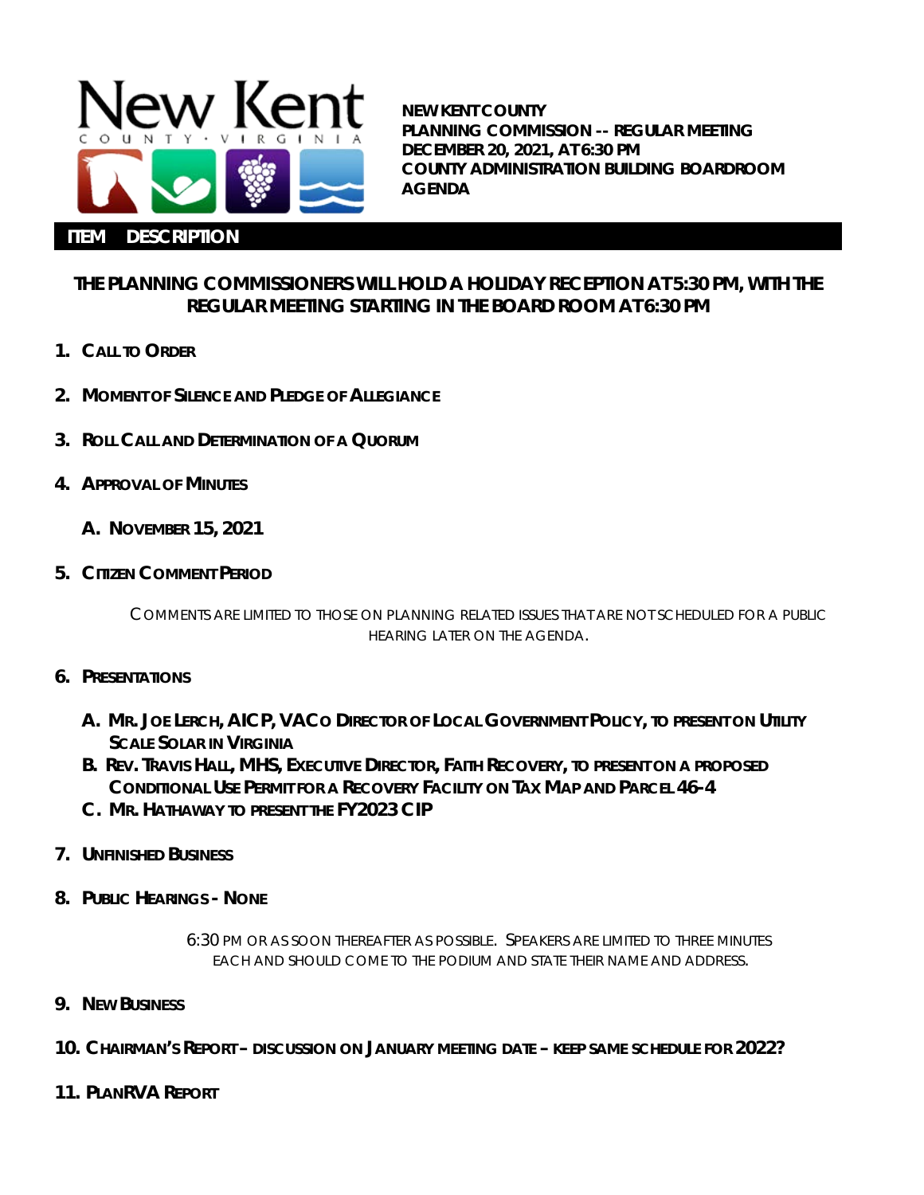**NEW KENT COUNTY**
**PLANNING COMMISSION -- REGULAR MEETING**
**DECEMBER 20, 2021, AT 6:30 PM**
**COUNTY ADMINISTRATION BUILDING BOARDROOM**
**AGENDA**

| ITEM | DESCRIPTION |
|---|---|

**THE PLANNING COMMISSIONERS WILL HOLD A HOLIDAY RECEPTION AT 5:30 PM, WITH THE REGULAR MEETING STARTING IN THE BOARD ROOM AT 6:30 PM**

1. **CALL TO ORDER**

2. **MOMENT OF SILENCE AND PLEDGE OF ALLEGIANCE**

3. **ROLL CALL AND DETERMINATION OF A QUORUM**

4. **APPROVAL OF MINUTES**

   A. **NOVEMBER 15, 2021**

5. **CITIZEN COMMENT PERIOD**

   COMMENTS ARE LIMITED TO THOSE ON PLANNING RELATED ISSUES THAT ARE NOT SCHEDULED FOR A PUBLIC HEARING LATER ON THE AGENDA.

6. **PRESENTATIONS**

   A. **MR. JOE LERCH, AICP, VACO DIRECTOR OF LOCAL GOVERNMENT POLICY, TO PRESENT ON UTILITY SCALE SOLAR IN VIRGINIA**
   B. **REV. TRAVIS HALL, MHS, EXECUTIVE DIRECTOR, FAITH RECOVERY, TO PRESENT ON A PROPOSED CONDITIONAL USE PERMIT FOR A RECOVERY FACILITY ON TAX MAP AND PARCEL 46-4**
   C. **MR. HATHAWAY TO PRESENT THE FY2023 CIP**

7. **UNFINISHED BUSINESS**

8. **PUBLIC HEARINGS - NONE**

   6:30 PM OR AS SOON THEREAFTER AS POSSIBLE. SPEAKERS ARE LIMITED TO THREE MINUTES EACH AND SHOULD COME TO THE PODIUM AND STATE THEIR NAME AND ADDRESS.

9. **NEW BUSINESS**

10. **CHAIRMAN'S REPORT – DISCUSSION ON JANUARY MEETING DATE – KEEP SAME SCHEDULE FOR 2022?**

11. **PLANRVA REPORT**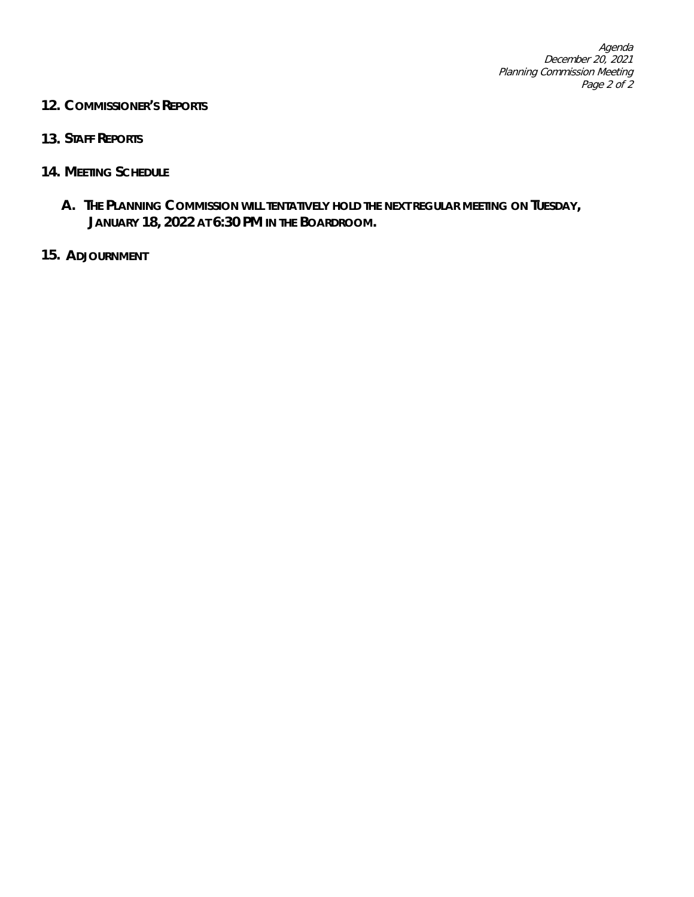## 12. COMMISSIONER'S REPORTS

## 13. STAFF REPORTS

## 14. MEETING SCHEDULE

**A. THE PLANNING COMMISSION WILL TENTATIVELY HOLD THE NEXT REGULAR MEETING ON TUESDAY, JANUARY 18, 2022 AT 6:30 PM IN THE BOARDROOM.**

## 15. ADJOURNMENT